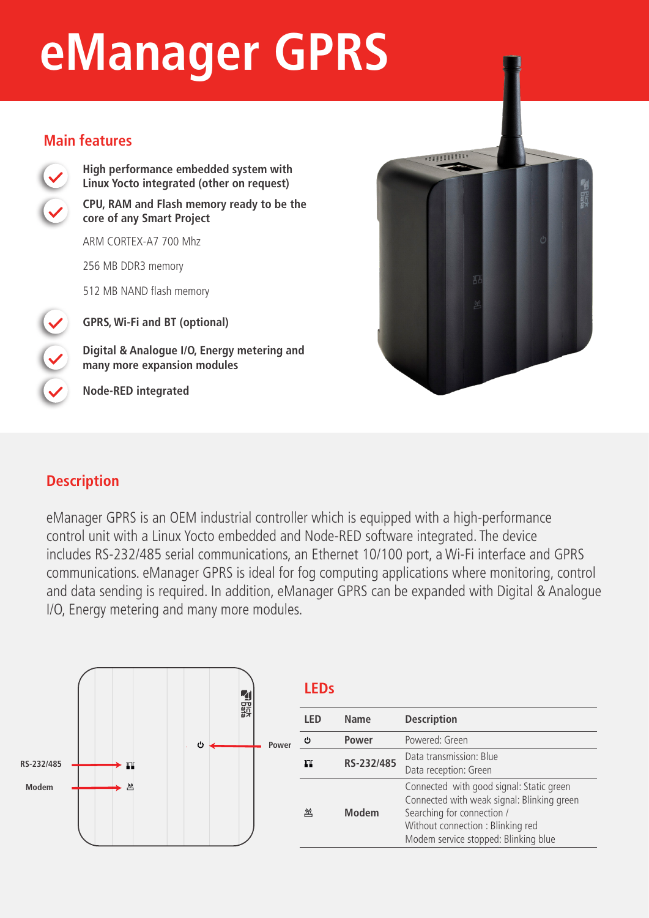# eManager GPRS

## Main features

- **High performance embedded system with Linux Yocto integrated (other on request)**
- **CPU, RAM and Flash memory ready to be the core of any Smart Project**

  ARM CORTEX-A7 700 Mhz

  256 MB DDR3 memory

  512 MB NAND flash memory
- **GPRS, Wi-Fi and BT (optional)**
- **Digital & Analogue I/O, Energy metering and many more expansion modules**
- **Node-RED integrated**

## Description

eManager GPRS is an OEM industrial controller which is equipped with a high-performance control unit with a Linux Yocto embedded and Node-RED software integrated. The device includes RS-232/485 serial communications, an Ethernet 10/100 port, a Wi-Fi interface and GPRS communications. eManager GPRS is ideal for fog computing applications where monitoring, control and data sending is required. In addition, eManager GPRS can be expanded with Digital & Analogue I/O, Energy metering and many more modules.

RS-232/485

Modem

Power

## LEDs

| LED | Name | Description |
|---|---|---|
| ⏻ | Power | Powered: Green |
| | RS-232/485 | Data transmission: Blue<br>Data reception: Green |
| | Modem | Connected with good signal: Static green<br>Connected with weak signal: Blinking green<br>Searching for connection /<br>Without connection : Blinking red<br>Modem service stopped: Blinking blue |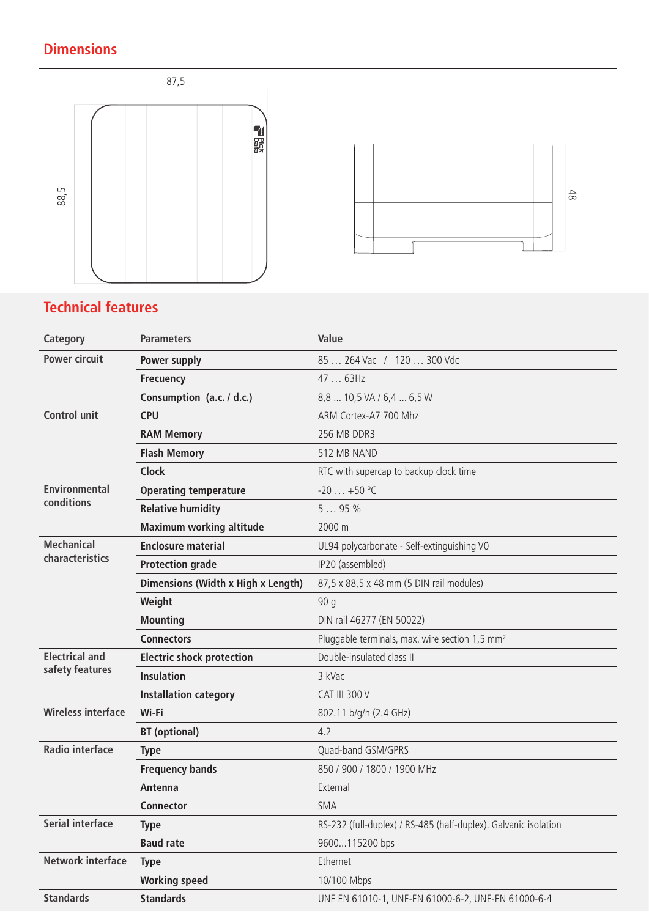## Dimensions

87,5

88,5

48

## Technical features

| Category | Parameters | Value |
|---|---|---|
| Power circuit | Power supply | 85 … 264 Vac / 120 … 300 Vdc |
| | Frecuency | 47 … 63Hz |
| | Consumption (a.c. / d.c.) | 8,8 ... 10,5 VA / 6,4 ... 6,5 W |
| Control unit | CPU | ARM Cortex-A7 700 Mhz |
| | RAM Memory | 256 MB DDR3 |
| | Flash Memory | 512 MB NAND |
| | Clock | RTC with supercap to backup clock time |
| Environmental conditions | Operating temperature | -20 … +50 ºC |
| | Relative humidity | 5 … 95 % |
| | Maximum working altitude | 2000 m |
| Mechanical characteristics | Enclosure material | UL94 polycarbonate - Self-extinguishing V0 |
| | Protection grade | IP20 (assembled) |
| | Dimensions (Width x High x Length) | 87,5 x 88,5 x 48 mm (5 DIN rail modules) |
| | Weight | 90 g |
| | Mounting | DIN rail 46277 (EN 50022) |
| | Connectors | Pluggable terminals, max. wire section 1,5 mm² |
| Electrical and safety features | Electric shock protection | Double-insulated class II |
| | Insulation | 3 kVac |
| | Installation category | CAT III 300 V |
| Wireless interface | Wi-Fi | 802.11 b/g/n (2.4 GHz) |
| | BT (optional) | 4.2 |
| Radio interface | Type | Quad-band GSM/GPRS |
| | Frequency bands | 850 / 900 / 1800 / 1900 MHz |
| | Antenna | External |
| | Connector | SMA |
| Serial interface | Type | RS-232 (full-duplex) / RS-485 (half-duplex). Galvanic isolation |
| | Baud rate | 9600...115200 bps |
| Network interface | Type | Ethernet |
| | Working speed | 10/100 Mbps |
| Standards | Standards | UNE EN 61010-1, UNE-EN 61000-6-2, UNE-EN 61000-6-4 |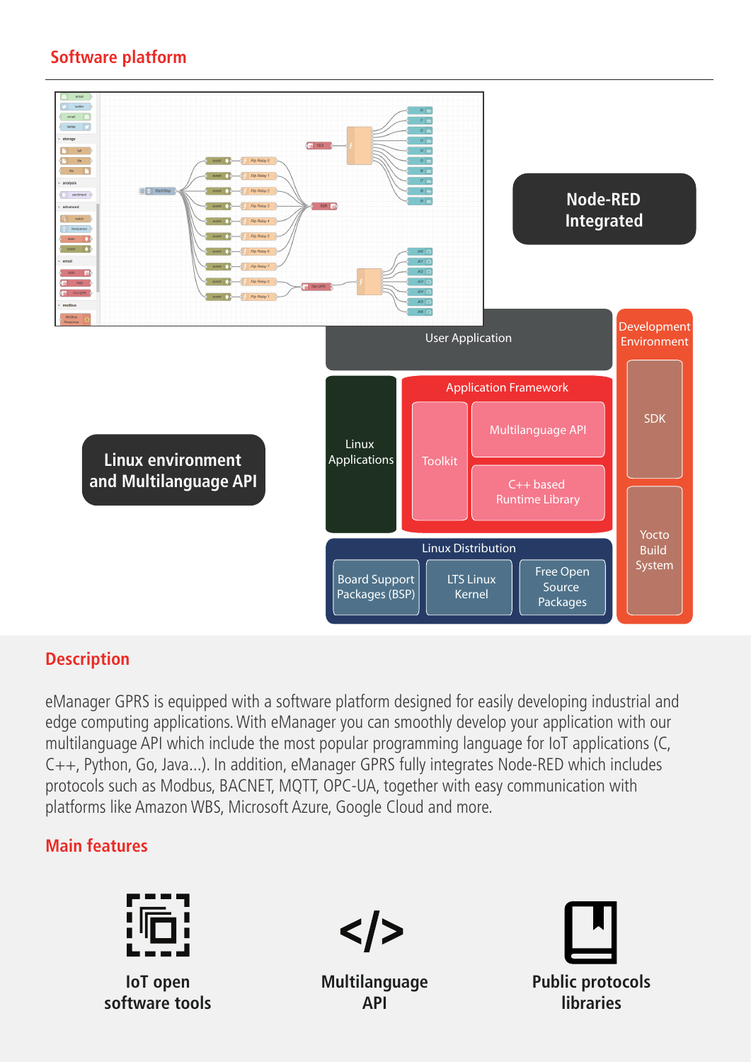## Software platform

Node-RED Integrated

Linux environment and Multilanguage API

User Application

Development Environment

Linux Applications

Application Framework

Toolkit

Multilanguage API

C++ based Runtime Library

SDK

Yocto Build System

Linux Distribution

Board Support Packages (BSP)

LTS Linux Kernel

Free Open Source Packages

## Description

eManager GPRS is equipped with a software platform designed for easily developing industrial and edge computing applications. With eManager you can smoothly develop your application with our multilanguage API which include the most popular programming language for IoT applications (C, C++, Python, Go, Java...). In addition, eManager GPRS fully integrates Node-RED which includes protocols such as Modbus, BACNET, MQTT, OPC-UA, together with easy communication with platforms like Amazon WBS, Microsoft Azure, Google Cloud and more.

## Main features

- **IoT open software tools**
- **Multilanguage API**
- **Public protocols libraries**